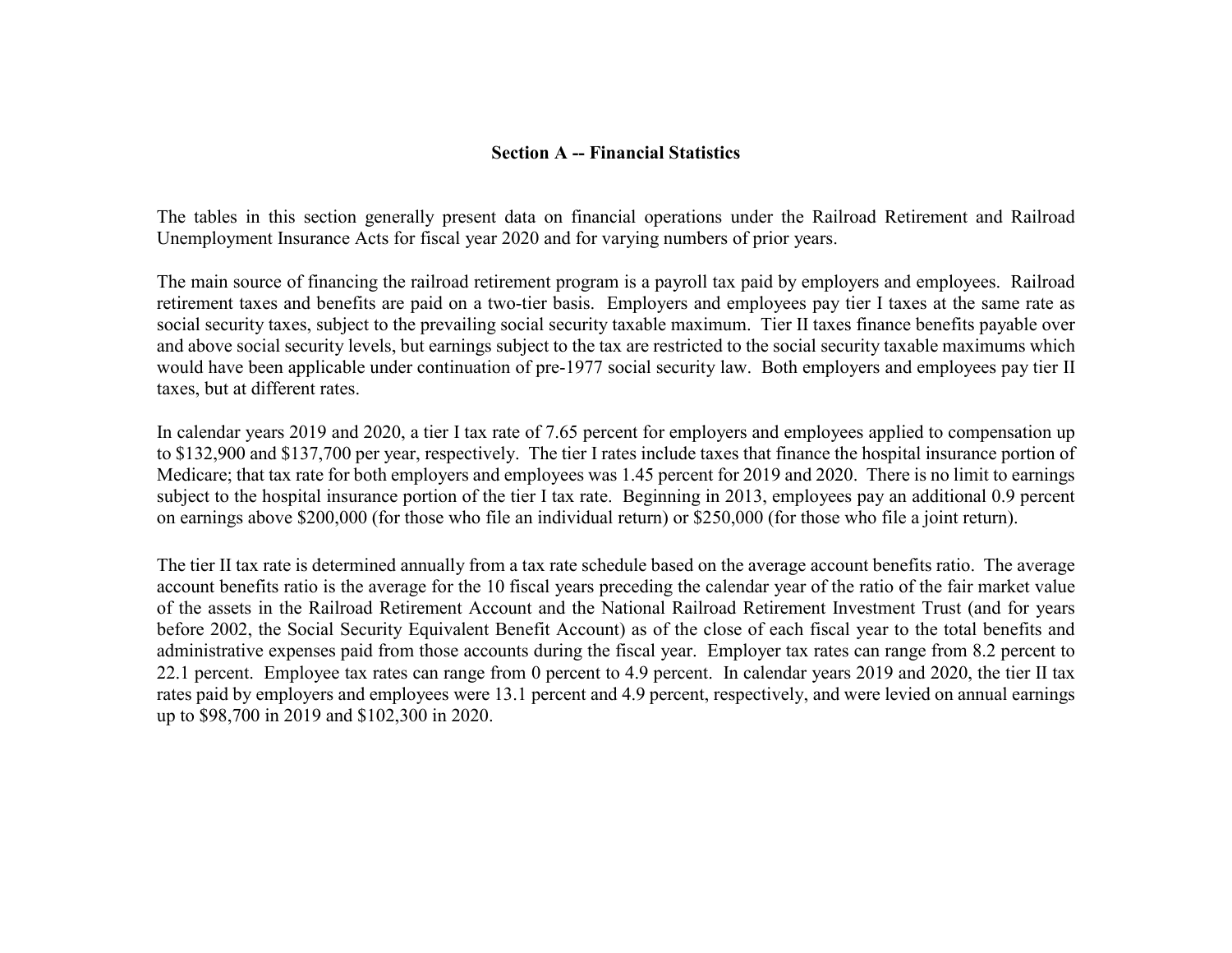## Section A -- Financial Statistics

The tables in this section generally present data on financial operations under the Railroad Retirement and Railroad Unemployment Insurance Acts for fiscal year 2020 and for varying numbers of prior years.

The main source of financing the railroad retirement program is a payroll tax paid by employers and employees. Railroad retirement taxes and benefits are paid on a two-tier basis. Employers and employees pay tier I taxes at the same rate as social security taxes, subject to the prevailing social security taxable maximum. Tier II taxes finance benefits payable over and above social security levels, but earnings subject to the tax are restricted to the social security taxable maximums which would have been applicable under continuation of pre-1977 social security law. Both employers and employees pay tier II taxes, but at different rates.

In calendar years 2019 and 2020, a tier I tax rate of 7.65 percent for employers and employees applied to compensation up to $132,900 and $137,700 per year, respectively. The tier I rates include taxes that finance the hospital insurance portion of Medicare; that tax rate for both employers and employees was 1.45 percent for 2019 and 2020. There is no limit to earnings subject to the hospital insurance portion of the tier I tax rate. Beginning in 2013, employees pay an additional 0.9 percent on earnings above $200,000 (for those who file an individual return) or $250,000 (for those who file a joint return).

The tier II tax rate is determined annually from a tax rate schedule based on the average account benefits ratio. The average account benefits ratio is the average for the 10 fiscal years preceding the calendar year of the ratio of the fair market value of the assets in the Railroad Retirement Account and the National Railroad Retirement Investment Trust (and for years before 2002, the Social Security Equivalent Benefit Account) as of the close of each fiscal year to the total benefits and administrative expenses paid from those accounts during the fiscal year. Employer tax rates can range from 8.2 percent to 22.1 percent. Employee tax rates can range from 0 percent to 4.9 percent. In calendar years 2019 and 2020, the tier II tax rates paid by employers and employees were 13.1 percent and 4.9 percent, respectively, and were levied on annual earnings up to $98,700 in 2019 and $102,300 in 2020.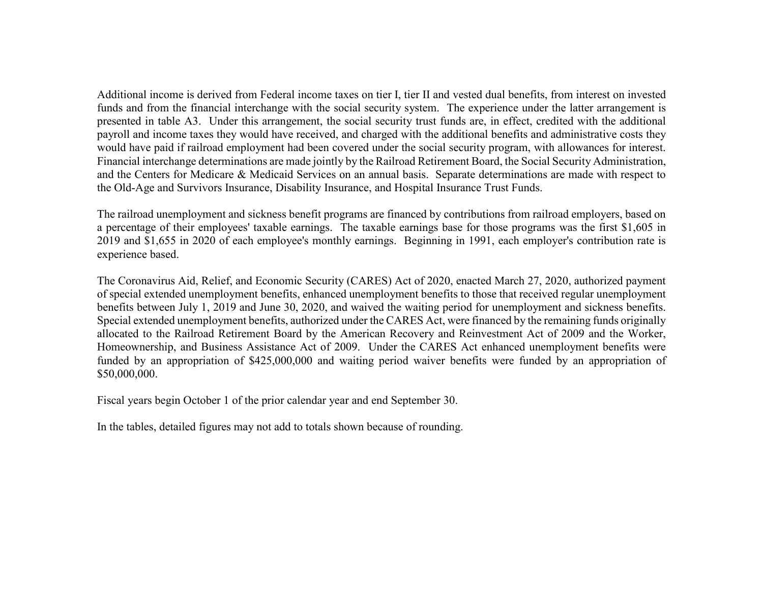Additional income is derived from Federal income taxes on tier I, tier II and vested dual benefits, from interest on invested funds and from the financial interchange with the social security system. The experience under the latter arrangement is presented in table A3. Under this arrangement, the social security trust funds are, in effect, credited with the additional payroll and income taxes they would have received, and charged with the additional benefits and administrative costs they would have paid if railroad employment had been covered under the social security program, with allowances for interest. Financial interchange determinations are made jointly by the Railroad Retirement Board, the Social Security Administration, and the Centers for Medicare & Medicaid Services on an annual basis. Separate determinations are made with respect to the Old-Age and Survivors Insurance, Disability Insurance, and Hospital Insurance Trust Funds.

The railroad unemployment and sickness benefit programs are financed by contributions from railroad employers, based on a percentage of their employees' taxable earnings. The taxable earnings base for those programs was the first $1,605 in 2019 and $1,655 in 2020 of each employee's monthly earnings. Beginning in 1991, each employer's contribution rate is experience based.

The Coronavirus Aid, Relief, and Economic Security (CARES) Act of 2020, enacted March 27, 2020, authorized payment of special extended unemployment benefits, enhanced unemployment benefits to those that received regular unemployment benefits between July 1, 2019 and June 30, 2020, and waived the waiting period for unemployment and sickness benefits. Special extended unemployment benefits, authorized under the CARES Act, were financed by the remaining funds originally allocated to the Railroad Retirement Board by the American Recovery and Reinvestment Act of 2009 and the Worker, Homeownership, and Business Assistance Act of 2009. Under the CARES Act enhanced unemployment benefits were funded by an appropriation of $425,000,000 and waiting period waiver benefits were funded by an appropriation of $50,000,000.

Fiscal years begin October 1 of the prior calendar year and end September 30.

In the tables, detailed figures may not add to totals shown because of rounding.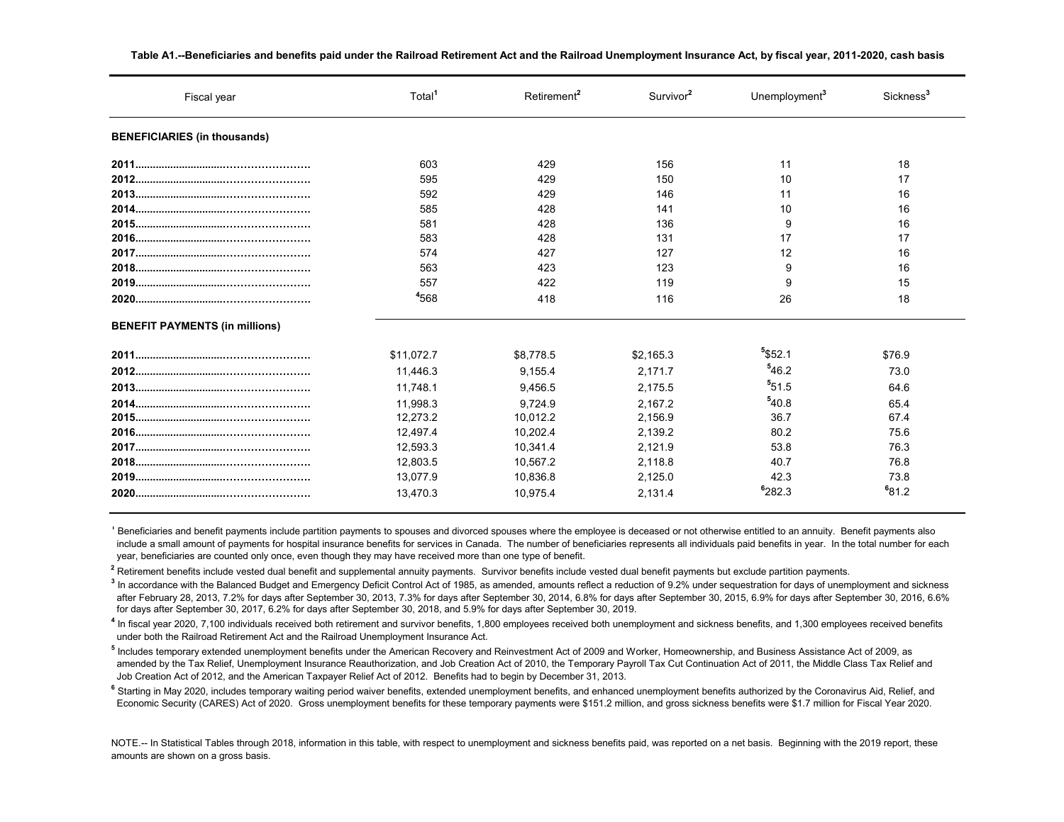**Table A1.--Beneficiaries and benefits paid under the Railroad Retirement Act and the Railroad Unemployment Insurance Act, by fiscal year, 2011-2020, cash basis**

| Fiscal year | Total[1] | Retirement[2] | Survivor[2] | Unemployment[3] | Sickness[3] |
|---|---|---|---|---|---|
| **BENEFICIARIES (in thousands)** | | | | | |
| **2011** | 603 | 429 | 156 | 11 | 18 |
| **2012** | 595 | 429 | 150 | 10 | 17 |
| **2013** | 592 | 429 | 146 | 11 | 16 |
| **2014** | 585 | 428 | 141 | 10 | 16 |
| **2015** | 581 | 428 | 136 | 9 | 16 |
| **2016** | 583 | 428 | 131 | 17 | 17 |
| **2017** | 574 | 427 | 127 | 12 | 16 |
| **2018** | 563 | 423 | 123 | 9 | 16 |
| **2019** | 557 | 422 | 119 | 9 | 15 |
| **2020** | [4]568 | 418 | 116 | 26 | 18 |
| **BENEFIT PAYMENTS (in millions)** | | | | | |
| **2011** | $11,072.7 | $8,778.5 | $2,165.3 | [5]$52.1 | $76.9 |
| **2012** | 11,446.3 | 9,155.4 | 2,171.7 | [5]46.2 | 73.0 |
| **2013** | 11,748.1 | 9,456.5 | 2,175.5 | [5]51.5 | 64.6 |
| **2014** | 11,998.3 | 9,724.9 | 2,167.2 | [5]40.8 | 65.4 |
| **2015** | 12,273.2 | 10,012.2 | 2,156.9 | 36.7 | 67.4 |
| **2016** | 12,497.4 | 10,202.4 | 2,139.2 | 80.2 | 75.6 |
| **2017** | 12,593.3 | 10,341.4 | 2,121.9 | 53.8 | 76.3 |
| **2018** | 12,803.5 | 10,567.2 | 2,118.8 | 40.7 | 76.8 |
| **2019** | 13,077.9 | 10,836.8 | 2,125.0 | 42.3 | 73.8 |
| **2020** | 13,470.3 | 10,975.4 | 2,131.4 | [6]282.3 | [6]81.2 |

[1] Beneficiaries and benefit payments include partition payments to spouses and divorced spouses where the employee is deceased or not otherwise entitled to an annuity. Benefit payments also include a small amount of payments for hospital insurance benefits for services in Canada. The number of beneficiaries represents all individuals paid benefits in year. In the total number for each year, beneficiaries are counted only once, even though they may have received more than one type of benefit.

[2] Retirement benefits include vested dual benefit and supplemental annuity payments. Survivor benefits include vested dual benefit payments but exclude partition payments.

[3] In accordance with the Balanced Budget and Emergency Deficit Control Act of 1985, as amended, amounts reflect a reduction of 9.2% under sequestration for days of unemployment and sickness after February 28, 2013, 7.2% for days after September 30, 2013, 7.3% for days after September 30, 2014, 6.8% for days after September 30, 2015, 6.9% for days after September 30, 2016, 6.6% for days after September 30, 2017, 6.2% for days after September 30, 2018, and 5.9% for days after September 30, 2019.

[4] In fiscal year 2020, 7,100 individuals received both retirement and survivor benefits, 1,800 employees received both unemployment and sickness benefits, and 1,300 employees received benefits under both the Railroad Retirement Act and the Railroad Unemployment Insurance Act.

[5] Includes temporary extended unemployment benefits under the American Recovery and Reinvestment Act of 2009 and Worker, Homeownership, and Business Assistance Act of 2009, as amended by the Tax Relief, Unemployment Insurance Reauthorization, and Job Creation Act of 2010, the Temporary Payroll Tax Cut Continuation Act of 2011, the Middle Class Tax Relief and Job Creation Act of 2012, and the American Taxpayer Relief Act of 2012. Benefits had to begin by December 31, 2013.

[6] Starting in May 2020, includes temporary waiting period waiver benefits, extended unemployment benefits, and enhanced unemployment benefits authorized by the Coronavirus Aid, Relief, and Economic Security (CARES) Act of 2020. Gross unemployment benefits for these temporary payments were $151.2 million, and gross sickness benefits were $1.7 million for Fiscal Year 2020.

NOTE.-- In Statistical Tables through 2018, information in this table, with respect to unemployment and sickness benefits paid, was reported on a net basis. Beginning with the 2019 report, these amounts are shown on a gross basis.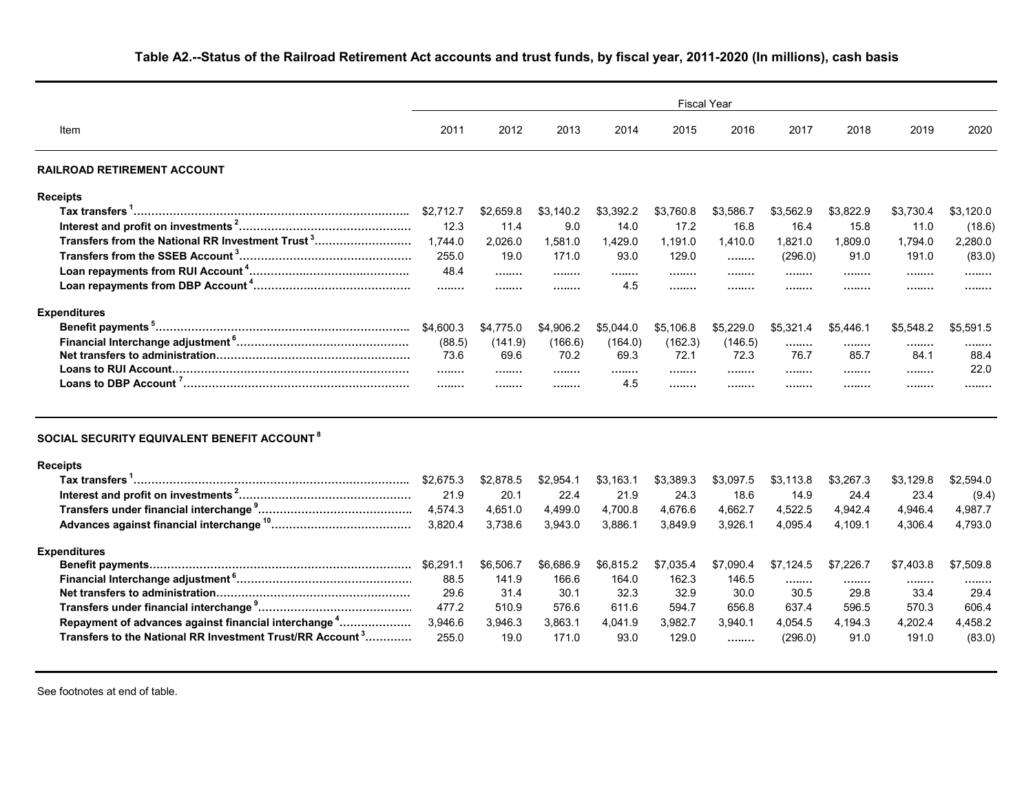**Table A2.--Status of the Railroad Retirement Act accounts and trust funds, by fiscal year, 2011-2020 (In millions), cash basis**

| Item | Fiscal Year | | | | | | | | | |
|---|---|---|---|---|---|---|---|---|---|---|
| | 2011 | 2012 | 2013 | 2014 | 2015 | 2016 | 2017 | 2018 | 2019 | 2020 |
| **RAILROAD RETIREMENT ACCOUNT** | | | | | | | | | | |
| **Receipts** | | | | | | | | | | |
| **Tax transfers** [1] | $2,712.7 | $2,659.8 | $3,140.2 | $3,392.2 | $3,760.8 | $3,586.7 | $3,562.9 | $3,822.9 | $3,730.4 | $3,120.0 |
| **Interest and profit on investments** [2] | 12.3 | 11.4 | 9.0 | 14.0 | 17.2 | 16.8 | 16.4 | 15.8 | 11.0 | (18.6) |
| **Transfers from the National RR Investment Trust** [3] | 1,744.0 | 2,026.0 | 1,581.0 | 1,429.0 | 1,191.0 | 1,410.0 | 1,821.0 | 1,809.0 | 1,794.0 | 2,280.0 |
| **Transfers from the SSEB Account** [3] | 255.0 | 19.0 | 171.0 | 93.0 | 129.0 | …….. | (296.0) | 91.0 | 191.0 | (83.0) |
| **Loan repayments from RUI Account** [4] | 48.4 | …….. | …….. | …….. | …….. | …….. | …….. | …….. | …….. | …….. |
| **Loan repayments from DBP Account** [4] | …….. | …….. | …….. | 4.5 | …….. | …….. | …….. | …….. | …….. | …….. |
| **Expenditures** | | | | | | | | | | |
| **Benefit payments** [5] | $4,600.3 | $4,775.0 | $4,906.2 | $5,044.0 | $5,106.8 | $5,229.0 | $5,321.4 | $5,446.1 | $5,548.2 | $5,591.5 |
| **Financial Interchange adjustment** [6] | (88.5) | (141.9) | (166.6) | (164.0) | (162.3) | (146.5) | …….. | …….. | …….. | …….. |
| **Net transfers to administration** | 73.6 | 69.6 | 70.2 | 69.3 | 72.1 | 72.3 | 76.7 | 85.7 | 84.1 | 88.4 |
| **Loans to RUI Account** | …….. | …….. | …….. | …….. | …….. | …….. | …….. | …….. | …….. | 22.0 |
| **Loans to DBP Account** [7] | …….. | …….. | …….. | 4.5 | …….. | …….. | …….. | …….. | …….. | …….. |
| **SOCIAL SECURITY EQUIVALENT BENEFIT ACCOUNT** [8] | | | | | | | | | | |
| **Receipts** | | | | | | | | | | |
| **Tax transfers** [1] | $2,675.3 | $2,878.5 | $2,954.1 | $3,163.1 | $3,389.3 | $3,097.5 | $3,113.8 | $3,267.3 | $3,129.8 | $2,594.0 |
| **Interest and profit on investments** [2] | 21.9 | 20.1 | 22.4 | 21.9 | 24.3 | 18.6 | 14.9 | 24.4 | 23.4 | (9.4) |
| **Transfers under financial interchange** [9] | 4,574.3 | 4,651.0 | 4,499.0 | 4,700.8 | 4,676.6 | 4,662.7 | 4,522.5 | 4,942.4 | 4,946.4 | 4,987.7 |
| **Advances against financial interchange** [10] | 3,820.4 | 3,738.6 | 3,943.0 | 3,886.1 | 3,849.9 | 3,926.1 | 4,095.4 | 4,109.1 | 4,306.4 | 4,793.0 |
| **Expenditures** | | | | | | | | | | |
| **Benefit payments** | $6,291.1 | $6,506.7 | $6,686.9 | $6,815.2 | $7,035.4 | $7,090.4 | $7,124.5 | $7,226.7 | $7,403.8 | $7,509.8 |
| **Financial Interchange adjustment** [6] | 88.5 | 141.9 | 166.6 | 164.0 | 162.3 | 146.5 | …….. | …….. | …….. | …….. |
| **Net transfers to administration** | 29.6 | 31.4 | 30.1 | 32.3 | 32.9 | 30.0 | 30.5 | 29.8 | 33.4 | 29.4 |
| **Transfers under financial interchange** [9] | 477.2 | 510.9 | 576.6 | 611.6 | 594.7 | 656.8 | 637.4 | 596.5 | 570.3 | 606.4 |
| **Repayment of advances against financial interchange** [4] | 3,946.6 | 3,946.3 | 3,863.1 | 4,041.9 | 3,982.7 | 3,940.1 | 4,054.5 | 4,194.3 | 4,202.4 | 4,458.2 |
| **Transfers to the National RR Investment Trust/RR Account** [3] | 255.0 | 19.0 | 171.0 | 93.0 | 129.0 | …….. | (296.0) | 91.0 | 191.0 | (83.0) |

See footnotes at end of table.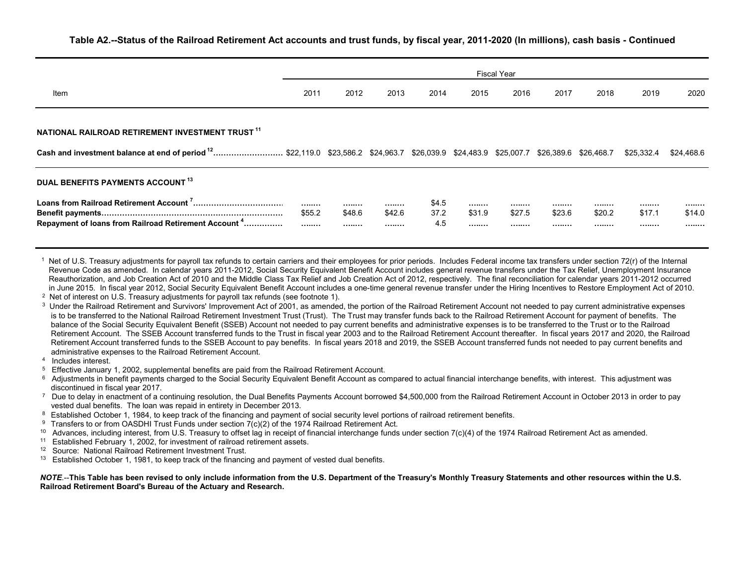**Table A2.--Status of the Railroad Retirement Act accounts and trust funds, by fiscal year, 2011-2020 (In millions), cash basis - Continued**

| Item | Fiscal Year | | | | | | | | | |
|---|---|---|---|---|---|---|---|---|---|---|
| | 2011 | 2012 | 2013 | 2014 | 2015 | 2016 | 2017 | 2018 | 2019 | 2020 |
| **NATIONAL RAILROAD RETIREMENT INVESTMENT TRUST [11]** | | | | | | | | | | |
| **Cash and investment balance at end of period [12]** | $22,119.0 | $23,586.2 | $24,963.7 | $26,039.9 | $24,483.9 | $25,007.7 | $26,389.6 | $26,468.7 | $25,332.4 | $24,468.6 |
| **DUAL BENEFITS PAYMENTS ACCOUNT [13]** | | | | | | | | | | |
| **Loans from Railroad Retirement Account [7]** | ........ | ........ | ........ | $4.5 | ........ | ........ | ........ | ........ | ........ | ........ |
| **Benefit payments** | $55.2 | $48.6 | $42.6 | 37.2 | $31.9 | $27.5 | $23.6 | $20.2 | $17.1 | $14.0 |
| **Repayment of loans from Railroad Retirement Account [4]** | ........ | ........ | ........ | 4.5 | ........ | ........ | ........ | ........ | ........ | ........ |

[1] Net of U.S. Treasury adjustments for payroll tax refunds to certain carriers and their employees for prior periods. Includes Federal income tax transfers under section 72(r) of the Internal Revenue Code as amended. In calendar years 2011-2012, Social Security Equivalent Benefit Account includes general revenue transfers under the Tax Relief, Unemployment Insurance Reauthorization, and Job Creation Act of 2010 and the Middle Class Tax Relief and Job Creation Act of 2012, respectively. The final reconciliation for calendar years 2011-2012 occurred in June 2015. In fiscal year 2012, Social Security Equivalent Benefit Account includes a one-time general revenue transfer under the Hiring Incentives to Restore Employment Act of 2010.

[2] Net of interest on U.S. Treasury adjustments for payroll tax refunds (see footnote 1).

[3] Under the Railroad Retirement and Survivors' Improvement Act of 2001, as amended, the portion of the Railroad Retirement Account not needed to pay current administrative expenses is to be transferred to the National Railroad Retirement Investment Trust (Trust). The Trust may transfer funds back to the Railroad Retirement Account for payment of benefits. The balance of the Social Security Equivalent Benefit (SSEB) Account not needed to pay current benefits and administrative expenses is to be transferred to the Trust or to the Railroad Retirement Account. The SSEB Account transferred funds to the Trust in fiscal year 2003 and to the Railroad Retirement Account thereafter. In fiscal years 2017 and 2020, the Railroad Retirement Account transferred funds to the SSEB Account to pay benefits. In fiscal years 2018 and 2019, the SSEB Account transferred funds not needed to pay current benefits and administrative expenses to the Railroad Retirement Account.

[4] Includes interest.

[5] Effective January 1, 2002, supplemental benefits are paid from the Railroad Retirement Account.

[6] Adjustments in benefit payments charged to the Social Security Equivalent Benefit Account as compared to actual financial interchange benefits, with interest. This adjustment was discontinued in fiscal year 2017.

[7] Due to delay in enactment of a continuing resolution, the Dual Benefits Payments Account borrowed $4,500,000 from the Railroad Retirement Account in October 2013 in order to pay vested dual benefits. The loan was repaid in entirety in December 2013.

[8] Established October 1, 1984, to keep track of the financing and payment of social security level portions of railroad retirement benefits.

[9] Transfers to or from OASDHI Trust Funds under section 7(c)(2) of the 1974 Railroad Retirement Act.

[10] Advances, including interest, from U.S. Treasury to offset lag in receipt of financial interchange funds under section 7(c)(4) of the 1974 Railroad Retirement Act as amended.

[11] Established February 1, 2002, for investment of railroad retirement assets.

[12] Source: National Railroad Retirement Investment Trust.

[13] Established October 1, 1981, to keep track of the financing and payment of vested dual benefits.

***NOTE*.--This Table has been revised to only include information from the U.S. Department of the Treasury's Monthly Treasury Statements and other resources within the U.S. Railroad Retirement Board's Bureau of the Actuary and Research.**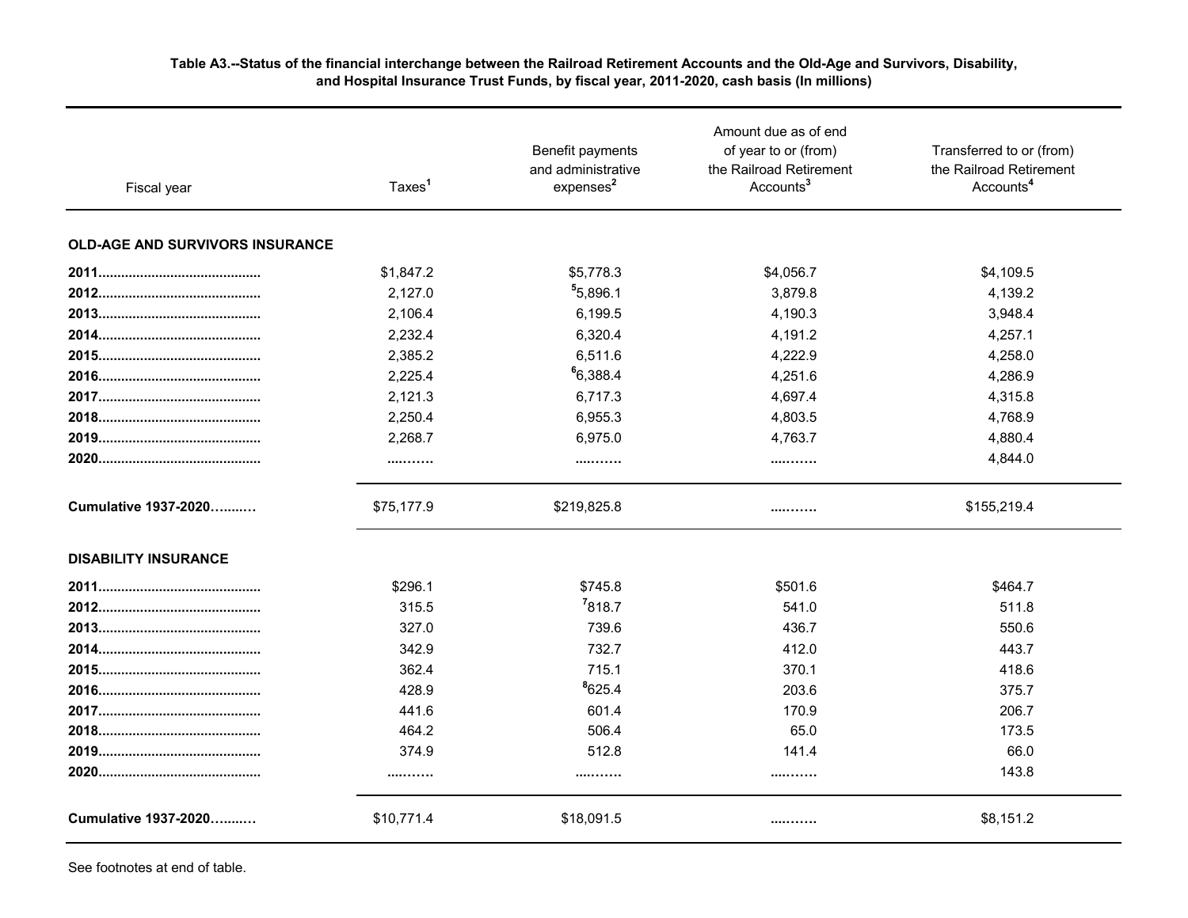**Table A3.--Status of the financial interchange between the Railroad Retirement Accounts and the Old-Age and Survivors, Disability, and Hospital Insurance Trust Funds, by fiscal year, 2011-2020, cash basis (In millions)**

| Fiscal year | Taxes[1] | Benefit payments and administrative expenses[2] | Amount due as of end of year to or (from) the Railroad Retirement Accounts[3] | Transferred to or (from) the Railroad Retirement Accounts[4] |
|---|---|---|---|---|
| **OLD-AGE AND SURVIVORS INSURANCE** | | | | |
| 2011 | $1,847.2 | $5,778.3 | $4,056.7 | $4,109.5 |
| 2012 | 2,127.0 | [5]5,896.1 | 3,879.8 | 4,139.2 |
| 2013 | 2,106.4 | 6,199.5 | 4,190.3 | 3,948.4 |
| 2014 | 2,232.4 | 6,320.4 | 4,191.2 | 4,257.1 |
| 2015 | 2,385.2 | 6,511.6 | 4,222.9 | 4,258.0 |
| 2016 | 2,225.4 | [6]6,388.4 | 4,251.6 | 4,286.9 |
| 2017 | 2,121.3 | 6,717.3 | 4,697.4 | 4,315.8 |
| 2018 | 2,250.4 | 6,955.3 | 4,803.5 | 4,768.9 |
| 2019 | 2,268.7 | 6,975.0 | 4,763.7 | 4,880.4 |
| 2020 | ……… | ……… | ……… | 4,844.0 |
| Cumulative 1937-2020 | $75,177.9 | $219,825.8 | ……… | $155,219.4 |
| **DISABILITY INSURANCE** | | | | |
| 2011 | $296.1 | $745.8 | $501.6 | $464.7 |
| 2012 | 315.5 | [7]818.7 | 541.0 | 511.8 |
| 2013 | 327.0 | 739.6 | 436.7 | 550.6 |
| 2014 | 342.9 | 732.7 | 412.0 | 443.7 |
| 2015 | 362.4 | 715.1 | 370.1 | 418.6 |
| 2016 | 428.9 | [8]625.4 | 203.6 | 375.7 |
| 2017 | 441.6 | 601.4 | 170.9 | 206.7 |
| 2018 | 464.2 | 506.4 | 65.0 | 173.5 |
| 2019 | 374.9 | 512.8 | 141.4 | 66.0 |
| 2020 | ……… | ……… | ……… | 143.8 |
| Cumulative 1937-2020 | $10,771.4 | $18,091.5 | ……… | $8,151.2 |

See footnotes at end of table.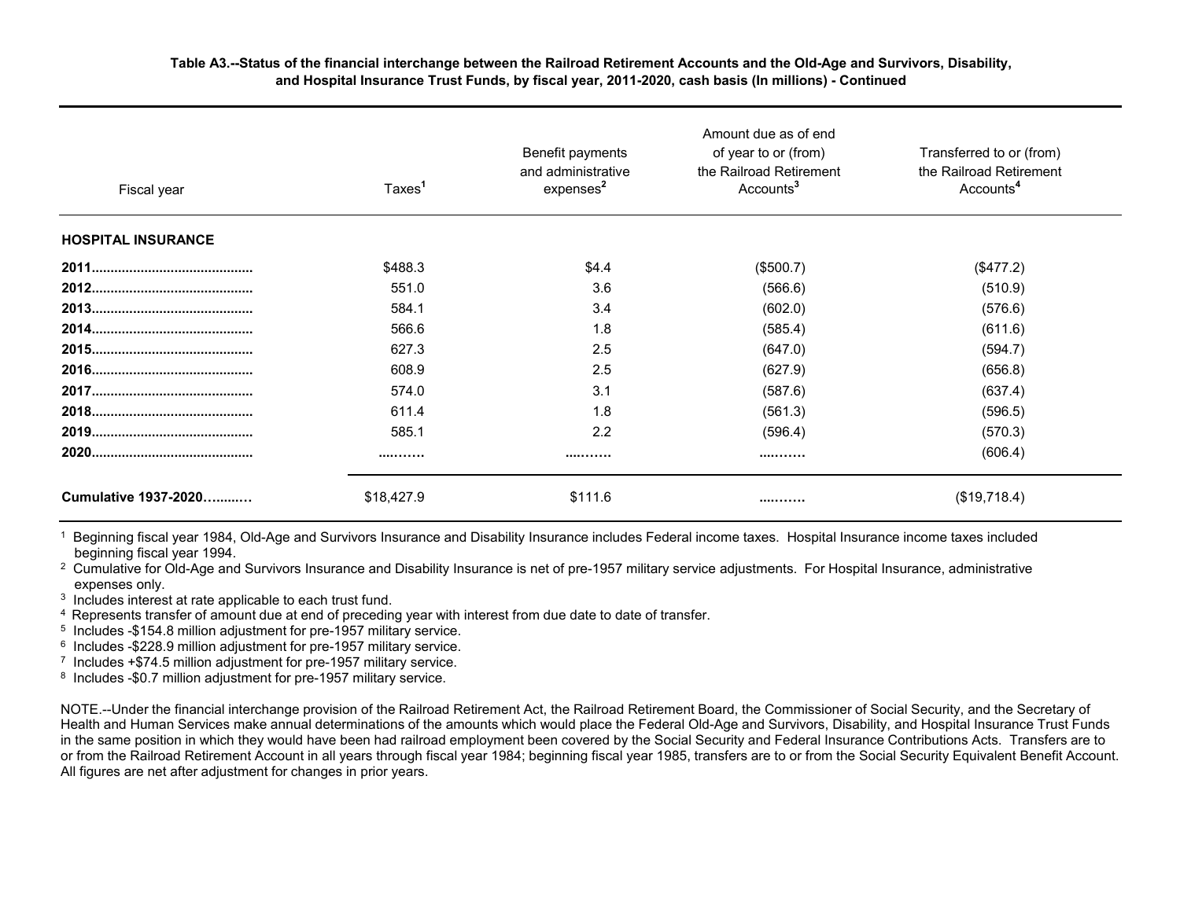**Table A3.--Status of the financial interchange between the Railroad Retirement Accounts and the Old-Age and Survivors, Disability, and Hospital Insurance Trust Funds, by fiscal year, 2011-2020, cash basis (In millions) - Continued**

| Fiscal year | Taxes[1] | Benefit payments and administrative expenses[2] | Amount due as of end of year to or (from) the Railroad Retirement Accounts[3] | Transferred to or (from) the Railroad Retirement Accounts[4] |
|---|---|---|---|---|
| **HOSPITAL INSURANCE** | | | | |
| **2011** | $488.3 | $4.4 | ($500.7) | ($477.2) |
| **2012** | 551.0 | 3.6 | (566.6) | (510.9) |
| **2013** | 584.1 | 3.4 | (602.0) | (576.6) |
| **2014** | 566.6 | 1.8 | (585.4) | (611.6) |
| **2015** | 627.3 | 2.5 | (647.0) | (594.7) |
| **2016** | 608.9 | 2.5 | (627.9) | (656.8) |
| **2017** | 574.0 | 3.1 | (587.6) | (637.4) |
| **2018** | 611.4 | 1.8 | (561.3) | (596.5) |
| **2019** | 585.1 | 2.2 | (596.4) | (570.3) |
| **2020** | ......... | ......... | ......... | (606.4) |
| **Cumulative 1937-2020** | $18,427.9 | $111.6 | ......... | ($19,718.4) |

[1] Beginning fiscal year 1984, Old-Age and Survivors Insurance and Disability Insurance includes Federal income taxes. Hospital Insurance income taxes included beginning fiscal year 1994.
[2] Cumulative for Old-Age and Survivors Insurance and Disability Insurance is net of pre-1957 military service adjustments. For Hospital Insurance, administrative expenses only.
[3] Includes interest at rate applicable to each trust fund.
[4] Represents transfer of amount due at end of preceding year with interest from due date to date of transfer.
[5] Includes -$154.8 million adjustment for pre-1957 military service.
[6] Includes -$228.9 million adjustment for pre-1957 military service.
[7] Includes +$74.5 million adjustment for pre-1957 military service.
[8] Includes -$0.7 million adjustment for pre-1957 military service.

NOTE.--Under the financial interchange provision of the Railroad Retirement Act, the Railroad Retirement Board, the Commissioner of Social Security, and the Secretary of Health and Human Services make annual determinations of the amounts which would place the Federal Old-Age and Survivors, Disability, and Hospital Insurance Trust Funds in the same position in which they would have been had railroad employment been covered by the Social Security and Federal Insurance Contributions Acts. Transfers are to or from the Railroad Retirement Account in all years through fiscal year 1984; beginning fiscal year 1985, transfers are to or from the Social Security Equivalent Benefit Account. All figures are net after adjustment for changes in prior years.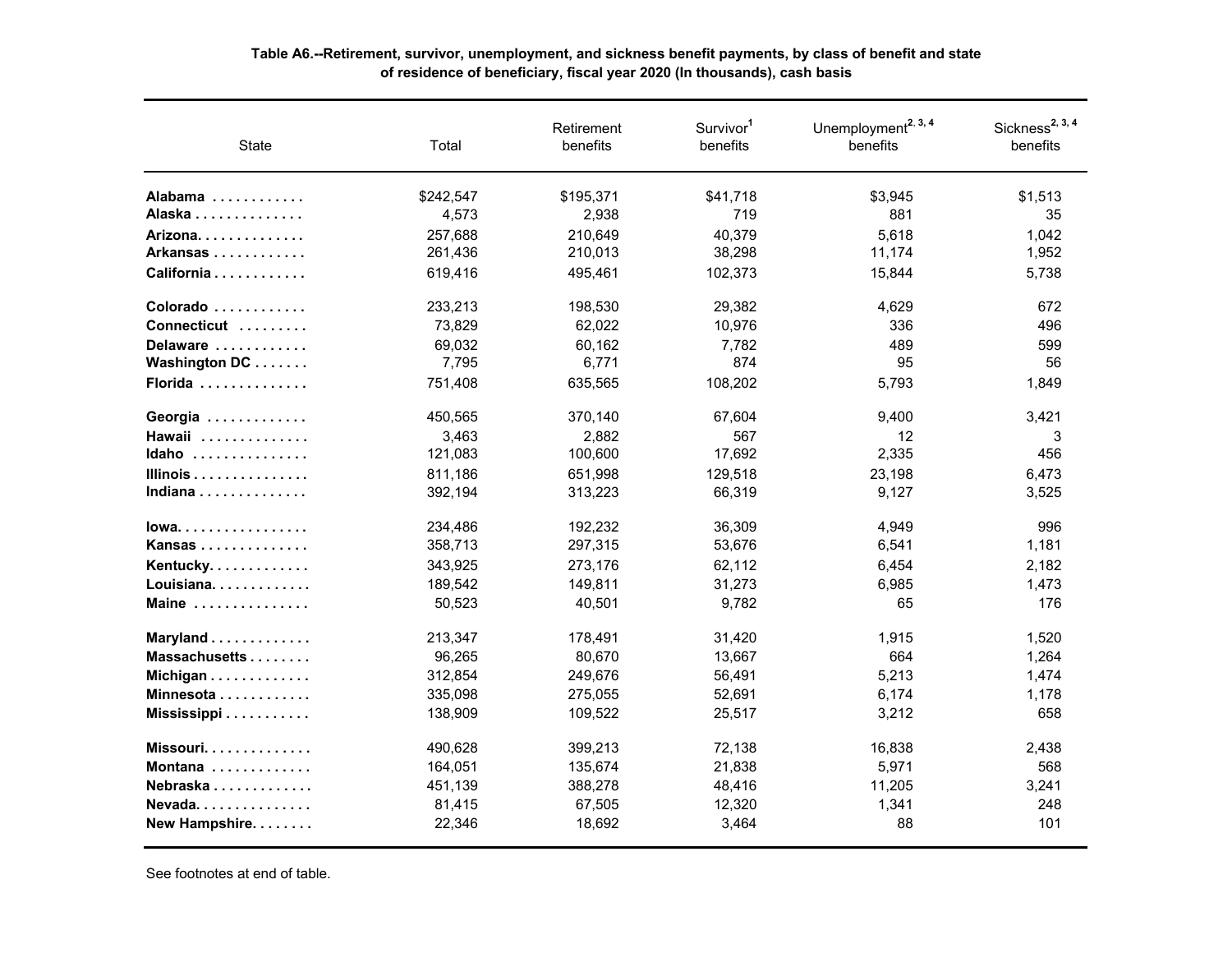**Table A6.--Retirement, survivor, unemployment, and sickness benefit payments, by class of benefit and state of residence of beneficiary, fiscal year 2020 (In thousands), cash basis**

| State | Total | Retirement benefits | Survivor[1] benefits | Unemployment[2, 3, 4] benefits | Sickness[2, 3, 4] benefits |
|---|---|---|---|---|---|
| Alabama | $242,547 | $195,371 | $41,718 | $3,945 | $1,513 |
| Alaska | 4,573 | 2,938 | 719 | 881 | 35 |
| Arizona | 257,688 | 210,649 | 40,379 | 5,618 | 1,042 |
| Arkansas | 261,436 | 210,013 | 38,298 | 11,174 | 1,952 |
| California | 619,416 | 495,461 | 102,373 | 15,844 | 5,738 |
| Colorado | 233,213 | 198,530 | 29,382 | 4,629 | 672 |
| Connecticut | 73,829 | 62,022 | 10,976 | 336 | 496 |
| Delaware | 69,032 | 60,162 | 7,782 | 489 | 599 |
| Washington DC | 7,795 | 6,771 | 874 | 95 | 56 |
| Florida | 751,408 | 635,565 | 108,202 | 5,793 | 1,849 |
| Georgia | 450,565 | 370,140 | 67,604 | 9,400 | 3,421 |
| Hawaii | 3,463 | 2,882 | 567 | 12 | 3 |
| Idaho | 121,083 | 100,600 | 17,692 | 2,335 | 456 |
| Illinois | 811,186 | 651,998 | 129,518 | 23,198 | 6,473 |
| Indiana | 392,194 | 313,223 | 66,319 | 9,127 | 3,525 |
| Iowa | 234,486 | 192,232 | 36,309 | 4,949 | 996 |
| Kansas | 358,713 | 297,315 | 53,676 | 6,541 | 1,181 |
| Kentucky | 343,925 | 273,176 | 62,112 | 6,454 | 2,182 |
| Louisiana | 189,542 | 149,811 | 31,273 | 6,985 | 1,473 |
| Maine | 50,523 | 40,501 | 9,782 | 65 | 176 |
| Maryland | 213,347 | 178,491 | 31,420 | 1,915 | 1,520 |
| Massachusetts | 96,265 | 80,670 | 13,667 | 664 | 1,264 |
| Michigan | 312,854 | 249,676 | 56,491 | 5,213 | 1,474 |
| Minnesota | 335,098 | 275,055 | 52,691 | 6,174 | 1,178 |
| Mississippi | 138,909 | 109,522 | 25,517 | 3,212 | 658 |
| Missouri | 490,628 | 399,213 | 72,138 | 16,838 | 2,438 |
| Montana | 164,051 | 135,674 | 21,838 | 5,971 | 568 |
| Nebraska | 451,139 | 388,278 | 48,416 | 11,205 | 3,241 |
| Nevada | 81,415 | 67,505 | 12,320 | 1,341 | 248 |
| New Hampshire | 22,346 | 18,692 | 3,464 | 88 | 101 |

See footnotes at end of table.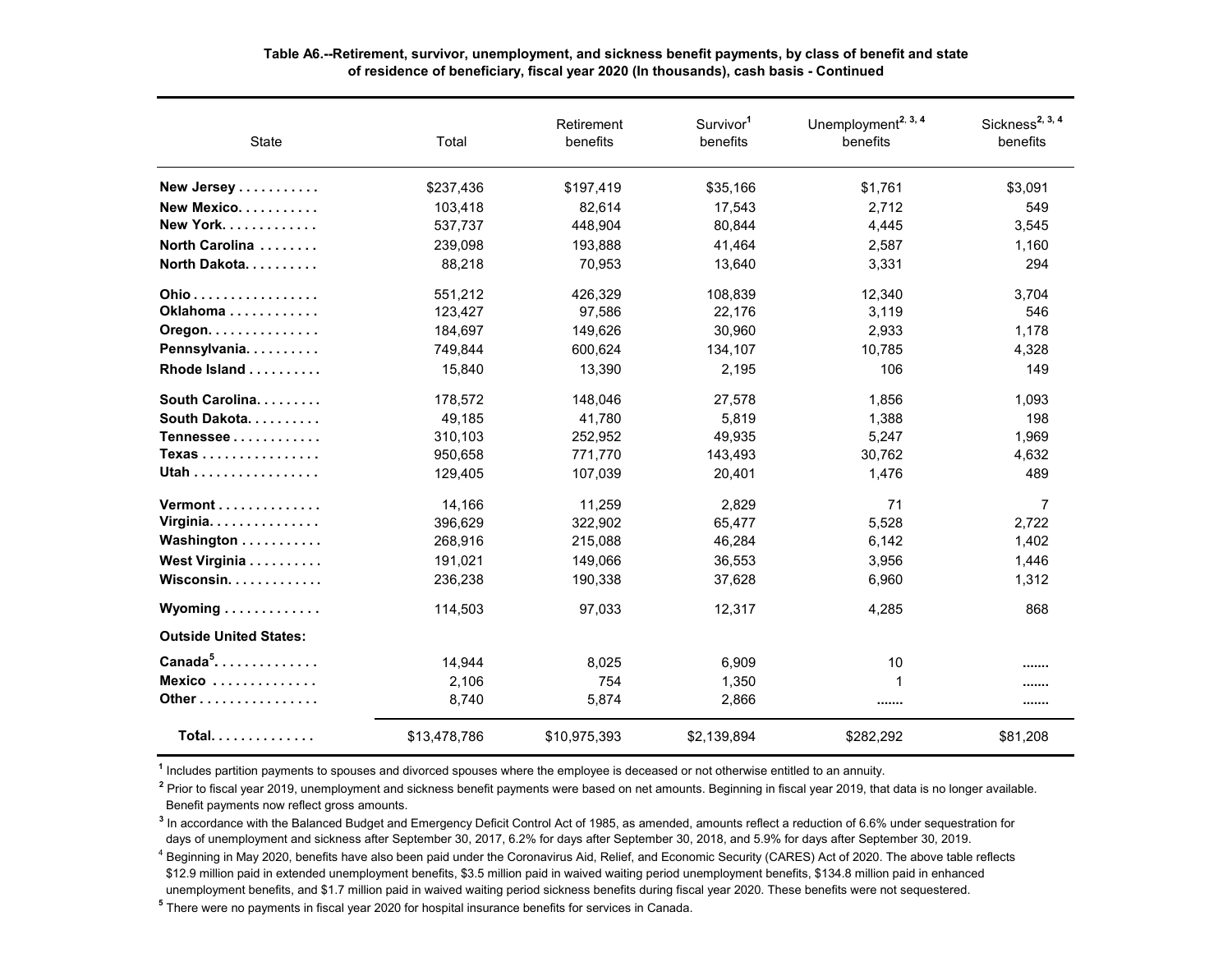**Table A6.--Retirement, survivor, unemployment, and sickness benefit payments, by class of benefit and state of residence of beneficiary, fiscal year 2020 (In thousands), cash basis - Continued**

| State | Total | Retirement benefits | Survivor[1] benefits | Unemployment[2, 3, 4] benefits | Sickness[2, 3, 4] benefits |
|---|---|---|---|---|---|
| **New Jersey** | $237,436 | $197,419 | $35,166 | $1,761 | $3,091 |
| **New Mexico** | 103,418 | 82,614 | 17,543 | 2,712 | 549 |
| **New York** | 537,737 | 448,904 | 80,844 | 4,445 | 3,545 |
| **North Carolina** | 239,098 | 193,888 | 41,464 | 2,587 | 1,160 |
| **North Dakota** | 88,218 | 70,953 | 13,640 | 3,331 | 294 |
| **Ohio** | 551,212 | 426,329 | 108,839 | 12,340 | 3,704 |
| **Oklahoma** | 123,427 | 97,586 | 22,176 | 3,119 | 546 |
| **Oregon** | 184,697 | 149,626 | 30,960 | 2,933 | 1,178 |
| **Pennsylvania** | 749,844 | 600,624 | 134,107 | 10,785 | 4,328 |
| **Rhode Island** | 15,840 | 13,390 | 2,195 | 106 | 149 |
| **South Carolina** | 178,572 | 148,046 | 27,578 | 1,856 | 1,093 |
| **South Dakota** | 49,185 | 41,780 | 5,819 | 1,388 | 198 |
| **Tennessee** | 310,103 | 252,952 | 49,935 | 5,247 | 1,969 |
| **Texas** | 950,658 | 771,770 | 143,493 | 30,762 | 4,632 |
| **Utah** | 129,405 | 107,039 | 20,401 | 1,476 | 489 |
| **Vermont** | 14,166 | 11,259 | 2,829 | 71 | 7 |
| **Virginia** | 396,629 | 322,902 | 65,477 | 5,528 | 2,722 |
| **Washington** | 268,916 | 215,088 | 46,284 | 6,142 | 1,402 |
| **West Virginia** | 191,021 | 149,066 | 36,553 | 3,956 | 1,446 |
| **Wisconsin** | 236,238 | 190,338 | 37,628 | 6,960 | 1,312 |
| **Wyoming** | 114,503 | 97,033 | 12,317 | 4,285 | 868 |
| **Outside United States:** | | | | | |
| **Canada[5]** | 14,944 | 8,025 | 6,909 | 10 | ....... |
| **Mexico** | 2,106 | 754 | 1,350 | 1 | ....... |
| **Other** | 8,740 | 5,874 | 2,866 | ....... | ....... |
| **Total** | $13,478,786 | $10,975,393 | $2,139,894 | $282,292 | $81,208 |

[1] Includes partition payments to spouses and divorced spouses where the employee is deceased or not otherwise entitled to an annuity.

[2] Prior to fiscal year 2019, unemployment and sickness benefit payments were based on net amounts. Beginning in fiscal year 2019, that data is no longer available. Benefit payments now reflect gross amounts.

[3] In accordance with the Balanced Budget and Emergency Deficit Control Act of 1985, as amended, amounts reflect a reduction of 6.6% under sequestration for days of unemployment and sickness after September 30, 2017, 6.2% for days after September 30, 2018, and 5.9% for days after September 30, 2019.

[4] Beginning in May 2020, benefits have also been paid under the Coronavirus Aid, Relief, and Economic Security (CARES) Act of 2020. The above table reflects $12.9 million paid in extended unemployment benefits, $3.5 million paid in waived waiting period unemployment benefits, $134.8 million paid in enhanced unemployment benefits, and $1.7 million paid in waived waiting period sickness benefits during fiscal year 2020. These benefits were not sequestered.

[5] There were no payments in fiscal year 2020 for hospital insurance benefits for services in Canada.